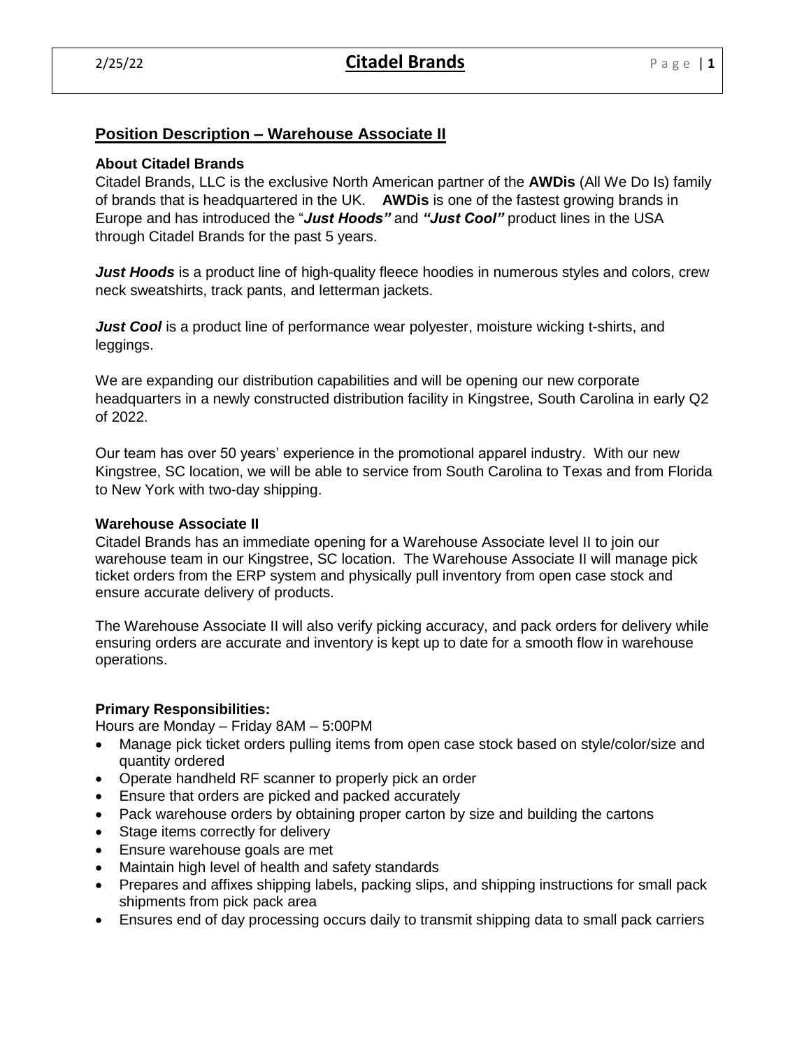## Position Description – Warehouse Associate II

### About Citadel Brands

Citadel Brands, LLC is the exclusive North American partner of the **AWDis** (All We Do Is) family of brands that is headquartered in the UK. **AWDis** is one of the fastest growing brands in Europe and has introduced the "***Just Hoods"*** and ***"Just Cool"*** product lines in the USA through Citadel Brands for the past 5 years.

***Just Hoods*** is a product line of high-quality fleece hoodies in numerous styles and colors, crew neck sweatshirts, track pants, and letterman jackets.

***Just Cool*** is a product line of performance wear polyester, moisture wicking t-shirts, and leggings.

We are expanding our distribution capabilities and will be opening our new corporate headquarters in a newly constructed distribution facility in Kingstree, South Carolina in early Q2 of 2022.

Our team has over 50 years' experience in the promotional apparel industry. With our new Kingstree, SC location, we will be able to service from South Carolina to Texas and from Florida to New York with two-day shipping.

### Warehouse Associate II

Citadel Brands has an immediate opening for a Warehouse Associate level II to join our warehouse team in our Kingstree, SC location. The Warehouse Associate II will manage pick ticket orders from the ERP system and physically pull inventory from open case stock and ensure accurate delivery of products.

The Warehouse Associate II will also verify picking accuracy, and pack orders for delivery while ensuring orders are accurate and inventory is kept up to date for a smooth flow in warehouse operations.

### Primary Responsibilities:

Hours are Monday – Friday 8AM – 5:00PM

- Manage pick ticket orders pulling items from open case stock based on style/color/size and quantity ordered
- Operate handheld RF scanner to properly pick an order
- Ensure that orders are picked and packed accurately
- Pack warehouse orders by obtaining proper carton by size and building the cartons
- Stage items correctly for delivery
- Ensure warehouse goals are met
- Maintain high level of health and safety standards
- Prepares and affixes shipping labels, packing slips, and shipping instructions for small pack shipments from pick pack area
- Ensures end of day processing occurs daily to transmit shipping data to small pack carriers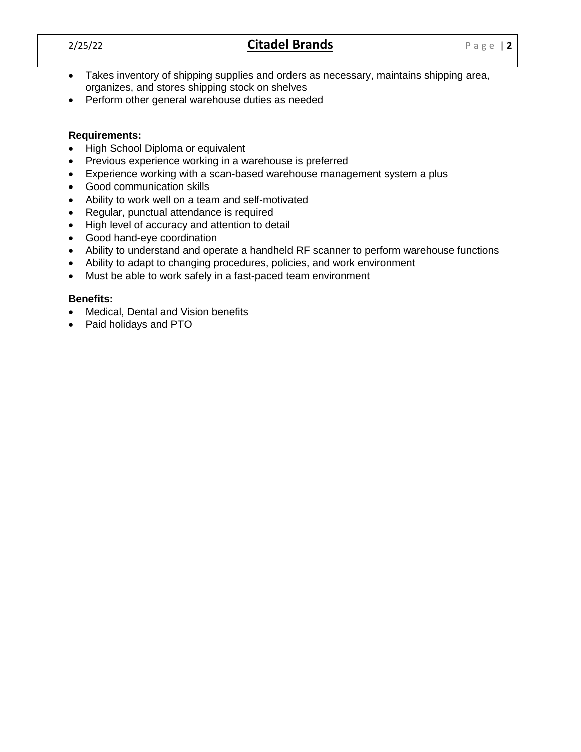- Takes inventory of shipping supplies and orders as necessary, maintains shipping area, organizes, and stores shipping stock on shelves
- Perform other general warehouse duties as needed

**Requirements:**

- High School Diploma or equivalent
- Previous experience working in a warehouse is preferred
- Experience working with a scan-based warehouse management system a plus
- Good communication skills
- Ability to work well on a team and self-motivated
- Regular, punctual attendance is required
- High level of accuracy and attention to detail
- Good hand-eye coordination
- Ability to understand and operate a handheld RF scanner to perform warehouse functions
- Ability to adapt to changing procedures, policies, and work environment
- Must be able to work safely in a fast-paced team environment

**Benefits:**

- Medical, Dental and Vision benefits
- Paid holidays and PTO